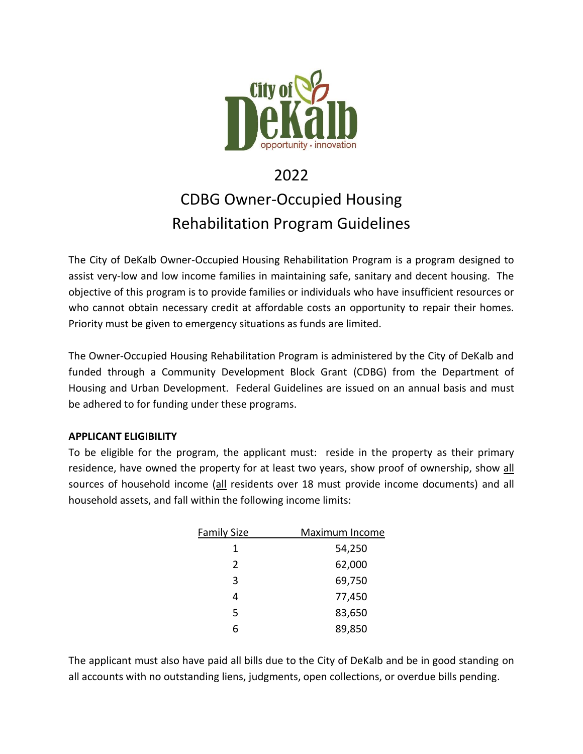# 2022

# CDBG Owner-Occupied Housing Rehabilitation Program Guidelines

The City of DeKalb Owner-Occupied Housing Rehabilitation Program is a program designed to assist very-low and low income families in maintaining safe, sanitary and decent housing. The objective of this program is to provide families or individuals who have insufficient resources or who cannot obtain necessary credit at affordable costs an opportunity to repair their homes. Priority must be given to emergency situations as funds are limited.

The Owner-Occupied Housing Rehabilitation Program is administered by the City of DeKalb and funded through a Community Development Block Grant (CDBG) from the Department of Housing and Urban Development. Federal Guidelines are issued on an annual basis and must be adhered to for funding under these programs.

**APPLICANT ELIGIBILITY**

To be eligible for the program, the applicant must: reside in the property as their primary residence, have owned the property for at least two years, show proof of ownership, show all sources of household income (all residents over 18 must provide income documents) and all household assets, and fall within the following income limits:

| Family Size | Maximum Income |
|---|---|
| 1 | 54,250 |
| 2 | 62,000 |
| 3 | 69,750 |
| 4 | 77,450 |
| 5 | 83,650 |
| 6 | 89,850 |

The applicant must also have paid all bills due to the City of DeKalb and be in good standing on all accounts with no outstanding liens, judgments, open collections, or overdue bills pending.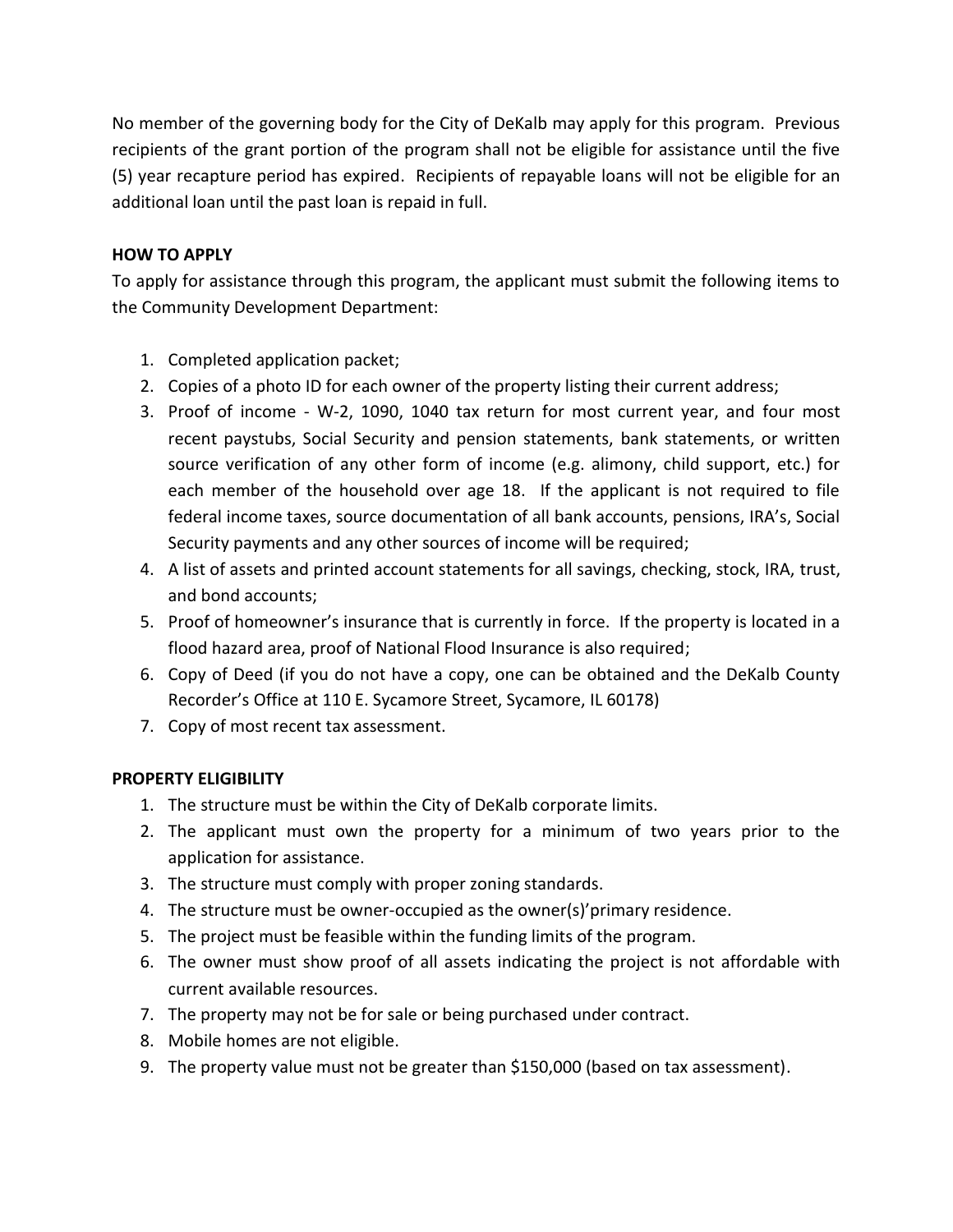No member of the governing body for the City of DeKalb may apply for this program. Previous recipients of the grant portion of the program shall not be eligible for assistance until the five (5) year recapture period has expired. Recipients of repayable loans will not be eligible for an additional loan until the past loan is repaid in full.

**HOW TO APPLY**

To apply for assistance through this program, the applicant must submit the following items to the Community Development Department:

1. Completed application packet;
2. Copies of a photo ID for each owner of the property listing their current address;
3. Proof of income - W-2, 1090, 1040 tax return for most current year, and four most recent paystubs, Social Security and pension statements, bank statements, or written source verification of any other form of income (e.g. alimony, child support, etc.) for each member of the household over age 18. If the applicant is not required to file federal income taxes, source documentation of all bank accounts, pensions, IRA's, Social Security payments and any other sources of income will be required;
4. A list of assets and printed account statements for all savings, checking, stock, IRA, trust, and bond accounts;
5. Proof of homeowner's insurance that is currently in force. If the property is located in a flood hazard area, proof of National Flood Insurance is also required;
6. Copy of Deed (if you do not have a copy, one can be obtained and the DeKalb County Recorder's Office at 110 E. Sycamore Street, Sycamore, IL 60178)
7. Copy of most recent tax assessment.

**PROPERTY ELIGIBILITY**

1. The structure must be within the City of DeKalb corporate limits.
2. The applicant must own the property for a minimum of two years prior to the application for assistance.
3. The structure must comply with proper zoning standards.
4. The structure must be owner-occupied as the owner(s)'primary residence.
5. The project must be feasible within the funding limits of the program.
6. The owner must show proof of all assets indicating the project is not affordable with current available resources.
7. The property may not be for sale or being purchased under contract.
8. Mobile homes are not eligible.
9. The property value must not be greater than $150,000 (based on tax assessment).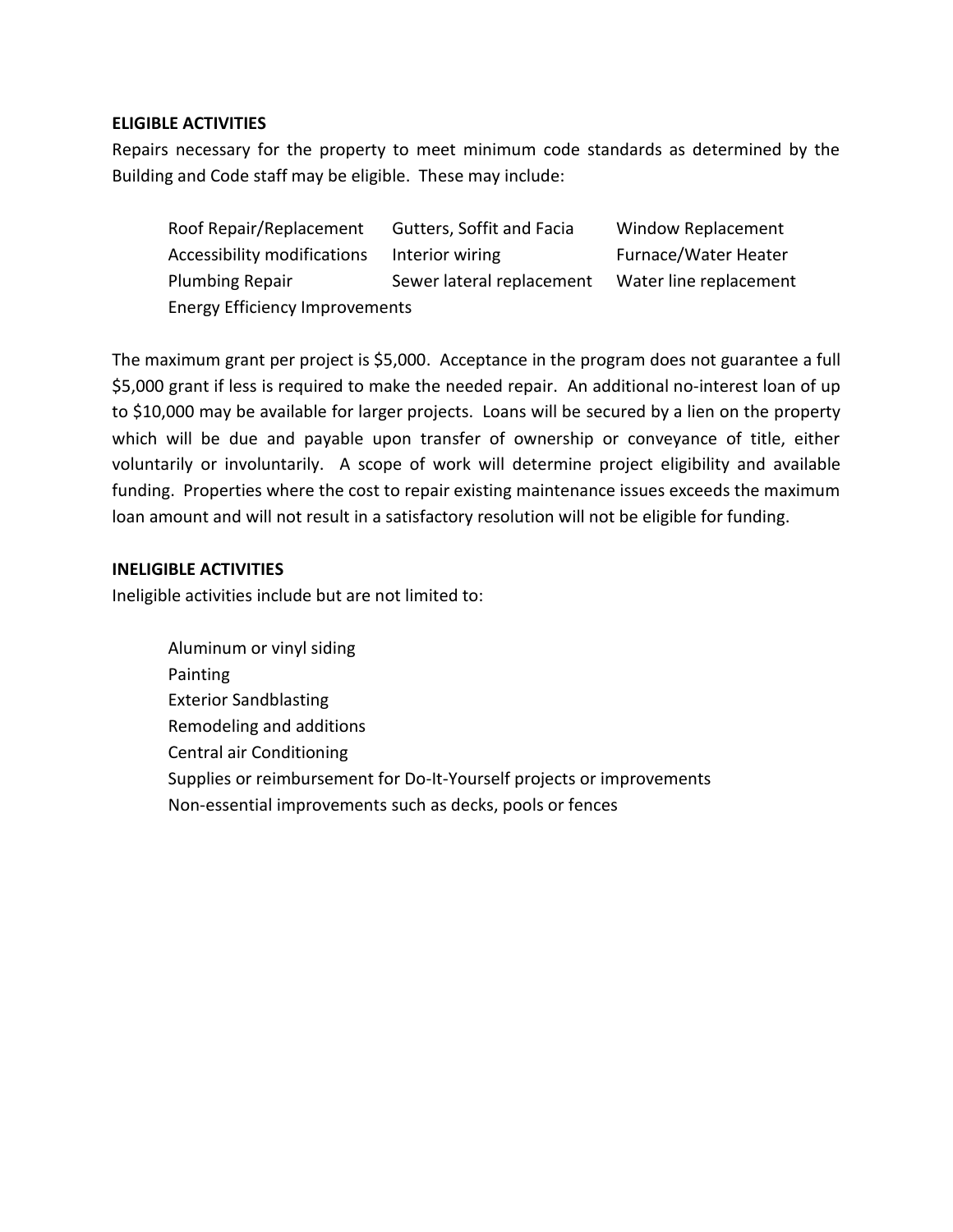**ELIGIBLE ACTIVITIES**

Repairs necessary for the property to meet minimum code standards as determined by the Building and Code staff may be eligible. These may include:

| | | |
|---|---|---|
| Roof Repair/Replacement | Gutters, Soffit and Facia | Window Replacement |
| Accessibility modifications | Interior wiring | Furnace/Water Heater |
| Plumbing Repair | Sewer lateral replacement | Water line replacement |
| Energy Efficiency Improvements | | |

The maximum grant per project is $5,000. Acceptance in the program does not guarantee a full $5,000 grant if less is required to make the needed repair. An additional no-interest loan of up to $10,000 may be available for larger projects. Loans will be secured by a lien on the property which will be due and payable upon transfer of ownership or conveyance of title, either voluntarily or involuntarily. A scope of work will determine project eligibility and available funding. Properties where the cost to repair existing maintenance issues exceeds the maximum loan amount and will not result in a satisfactory resolution will not be eligible for funding.

**INELIGIBLE ACTIVITIES**

Ineligible activities include but are not limited to:

- Aluminum or vinyl siding
- Painting
- Exterior Sandblasting
- Remodeling and additions
- Central air Conditioning
- Supplies or reimbursement for Do-It-Yourself projects or improvements
- Non-essential improvements such as decks, pools or fences